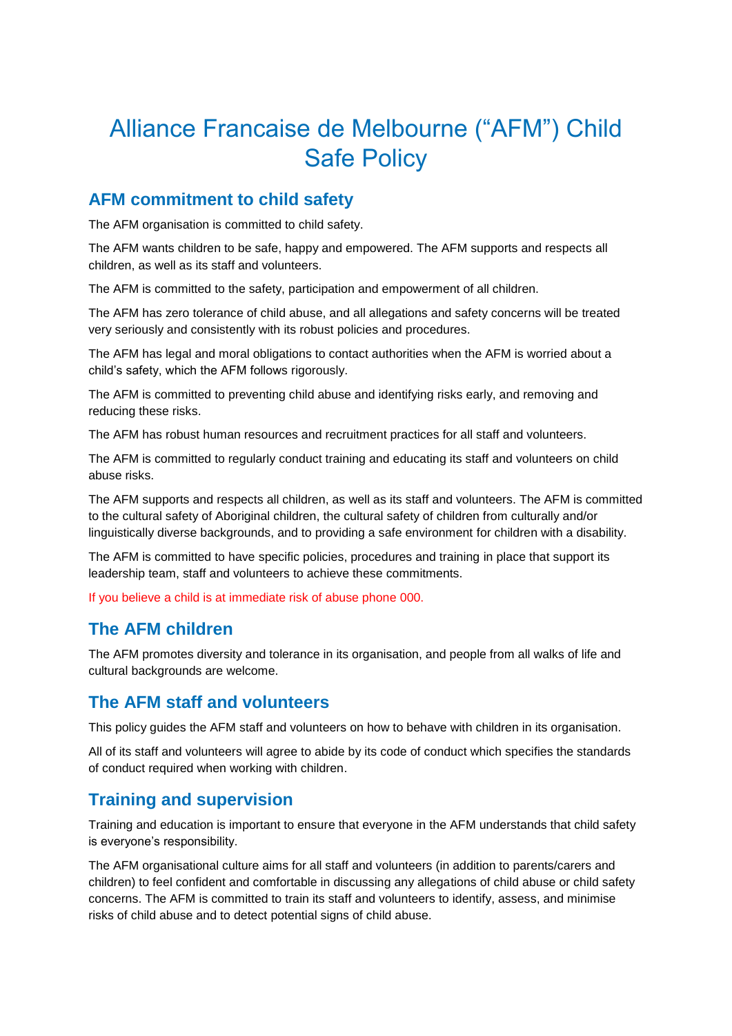# Alliance Francaise de Melbourne ("AFM") Child Safe Policy

## AFM commitment to child safety

The AFM organisation is committed to child safety.

The AFM wants children to be safe, happy and empowered. The AFM supports and respects all children, as well as its staff and volunteers.

The AFM is committed to the safety, participation and empowerment of all children.

The AFM has zero tolerance of child abuse, and all allegations and safety concerns will be treated very seriously and consistently with its robust policies and procedures.

The AFM has legal and moral obligations to contact authorities when the AFM is worried about a child's safety, which the AFM follows rigorously.

The AFM is committed to preventing child abuse and identifying risks early, and removing and reducing these risks.

The AFM has robust human resources and recruitment practices for all staff and volunteers.

The AFM is committed to regularly conduct training and educating its staff and volunteers on child abuse risks.

The AFM supports and respects all children, as well as its staff and volunteers. The AFM is committed to the cultural safety of Aboriginal children, the cultural safety of children from culturally and/or linguistically diverse backgrounds, and to providing a safe environment for children with a disability.

The AFM is committed to have specific policies, procedures and training in place that support its leadership team, staff and volunteers to achieve these commitments.

If you believe a child is at immediate risk of abuse phone 000.

## The AFM children

The AFM promotes diversity and tolerance in its organisation, and people from all walks of life and cultural backgrounds are welcome.

## The AFM staff and volunteers

This policy guides the AFM staff and volunteers on how to behave with children in its organisation.

All of its staff and volunteers will agree to abide by its code of conduct which specifies the standards of conduct required when working with children.

## Training and supervision

Training and education is important to ensure that everyone in the AFM understands that child safety is everyone's responsibility.

The AFM organisational culture aims for all staff and volunteers (in addition to parents/carers and children) to feel confident and comfortable in discussing any allegations of child abuse or child safety concerns. The AFM is committed to train its staff and volunteers to identify, assess, and minimise risks of child abuse and to detect potential signs of child abuse.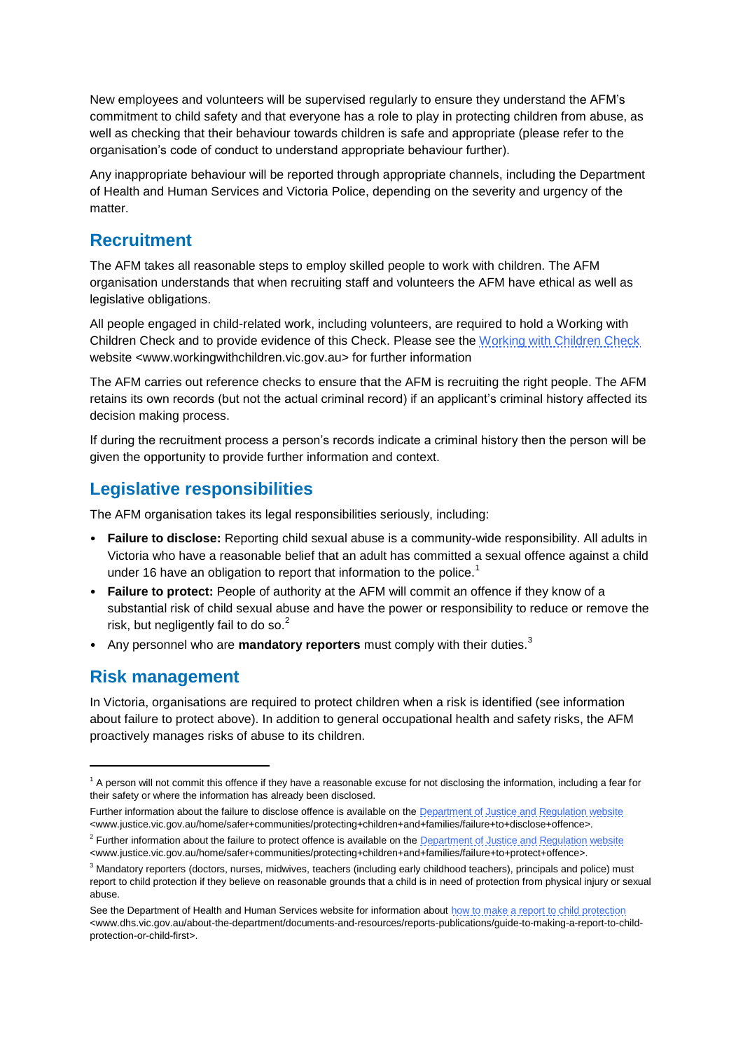New employees and volunteers will be supervised regularly to ensure they understand the AFM's commitment to child safety and that everyone has a role to play in protecting children from abuse, as well as checking that their behaviour towards children is safe and appropriate (please refer to the organisation's code of conduct to understand appropriate behaviour further).

Any inappropriate behaviour will be reported through appropriate channels, including the Department of Health and Human Services and Victoria Police, depending on the severity and urgency of the matter.

## Recruitment

The AFM takes all reasonable steps to employ skilled people to work with children. The AFM organisation understands that when recruiting staff and volunteers the AFM have ethical as well as legislative obligations.

All people engaged in child-related work, including volunteers, are required to hold a Working with Children Check and to provide evidence of this Check. Please see the Working with Children Check website <www.workingwithchildren.vic.gov.au> for further information

The AFM carries out reference checks to ensure that the AFM is recruiting the right people. The AFM retains its own records (but not the actual criminal record) if an applicant's criminal history affected its decision making process.

If during the recruitment process a person's records indicate a criminal history then the person will be given the opportunity to provide further information and context.

## Legislative responsibilities

The AFM organisation takes its legal responsibilities seriously, including:

- **Failure to disclose:** Reporting child sexual abuse is a community-wide responsibility. All adults in Victoria who have a reasonable belief that an adult has committed a sexual offence against a child under 16 have an obligation to report that information to the police.[1]
- **Failure to protect:** People of authority at the AFM will commit an offence if they know of a substantial risk of child sexual abuse and have the power or responsibility to reduce or remove the risk, but negligently fail to do so.[2]
- Any personnel who are **mandatory reporters** must comply with their duties.[3]

## Risk management

In Victoria, organisations are required to protect children when a risk is identified (see information about failure to protect above). In addition to general occupational health and safety risks, the AFM proactively manages risks of abuse to its children.

---

[1] A person will not commit this offence if they have a reasonable excuse for not disclosing the information, including a fear for their safety or where the information has already been disclosed.

Further information about the failure to disclose offence is available on the Department of Justice and Regulation website <www.justice.vic.gov.au/home/safer+communities/protecting+children+and+families/failure+to+disclose+offence>.

[2] Further information about the failure to protect offence is available on the Department of Justice and Regulation website <www.justice.vic.gov.au/home/safer+communities/protecting+children+and+families/failure+to+protect+offence>.

[3] Mandatory reporters (doctors, nurses, midwives, teachers (including early childhood teachers), principals and police) must report to child protection if they believe on reasonable grounds that a child is in need of protection from physical injury or sexual abuse.

See the Department of Health and Human Services website for information about how to make a report to child protection <www.dhs.vic.gov.au/about-the-department/documents-and-resources/reports-publications/guide-to-making-a-report-to-child-protection-or-child-first>.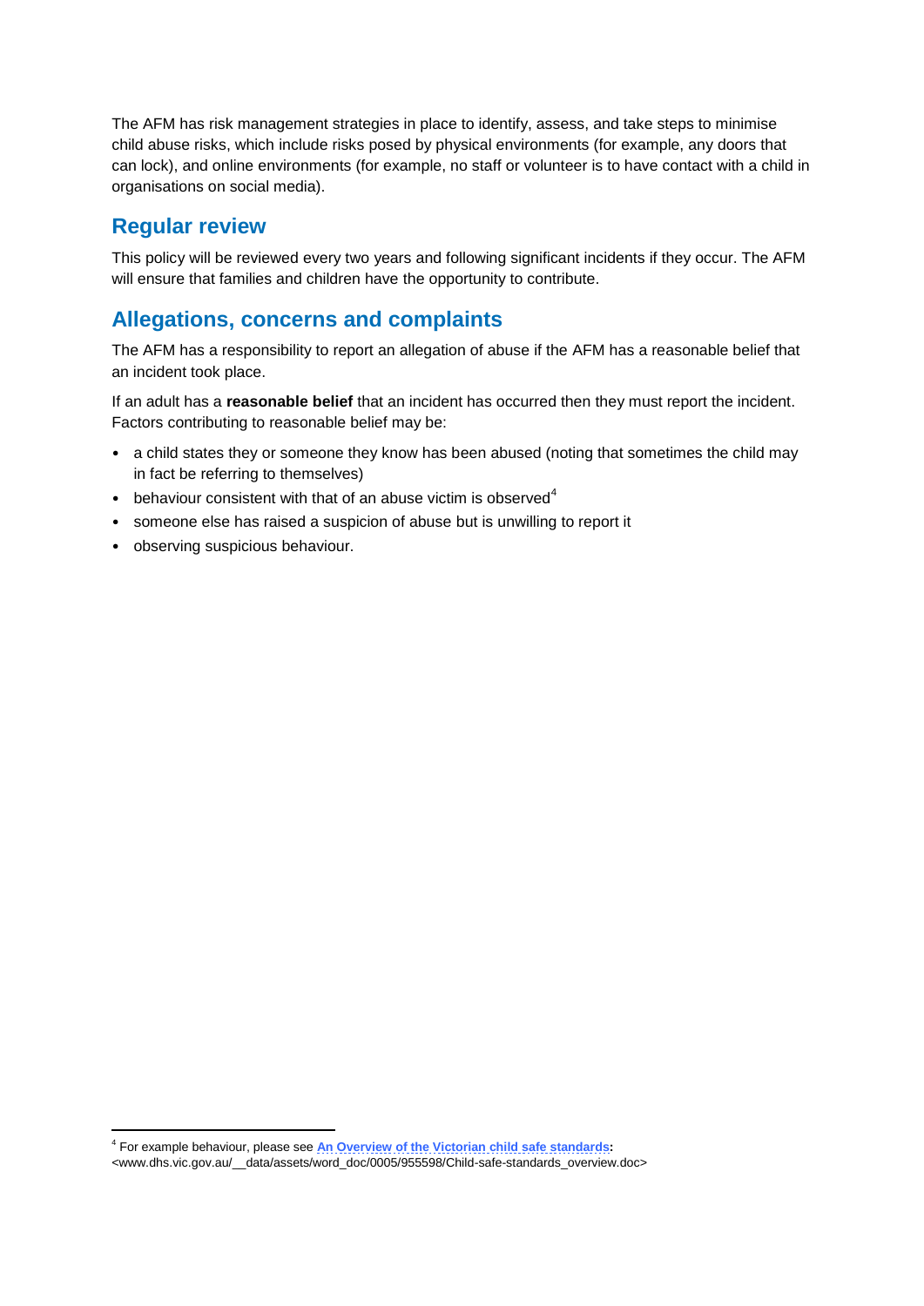The AFM has risk management strategies in place to identify, assess, and take steps to minimise child abuse risks, which include risks posed by physical environments (for example, any doors that can lock), and online environments (for example, no staff or volunteer is to have contact with a child in organisations on social media).

## Regular review

This policy will be reviewed every two years and following significant incidents if they occur. The AFM will ensure that families and children have the opportunity to contribute.

## Allegations, concerns and complaints

The AFM has a responsibility to report an allegation of abuse if the AFM has a reasonable belief that an incident took place.

If an adult has a **reasonable belief** that an incident has occurred then they must report the incident. Factors contributing to reasonable belief may be:

- a child states they or someone they know has been abused (noting that sometimes the child may in fact be referring to themselves)
- behaviour consistent with that of an abuse victim is observed[4]
- someone else has raised a suspicion of abuse but is unwilling to report it
- observing suspicious behaviour.

---

[4] For example behaviour, please see **An Overview of the Victorian child safe standards:** <www.dhs.vic.gov.au/__data/assets/word_doc/0005/955598/Child-safe-standards_overview.doc>